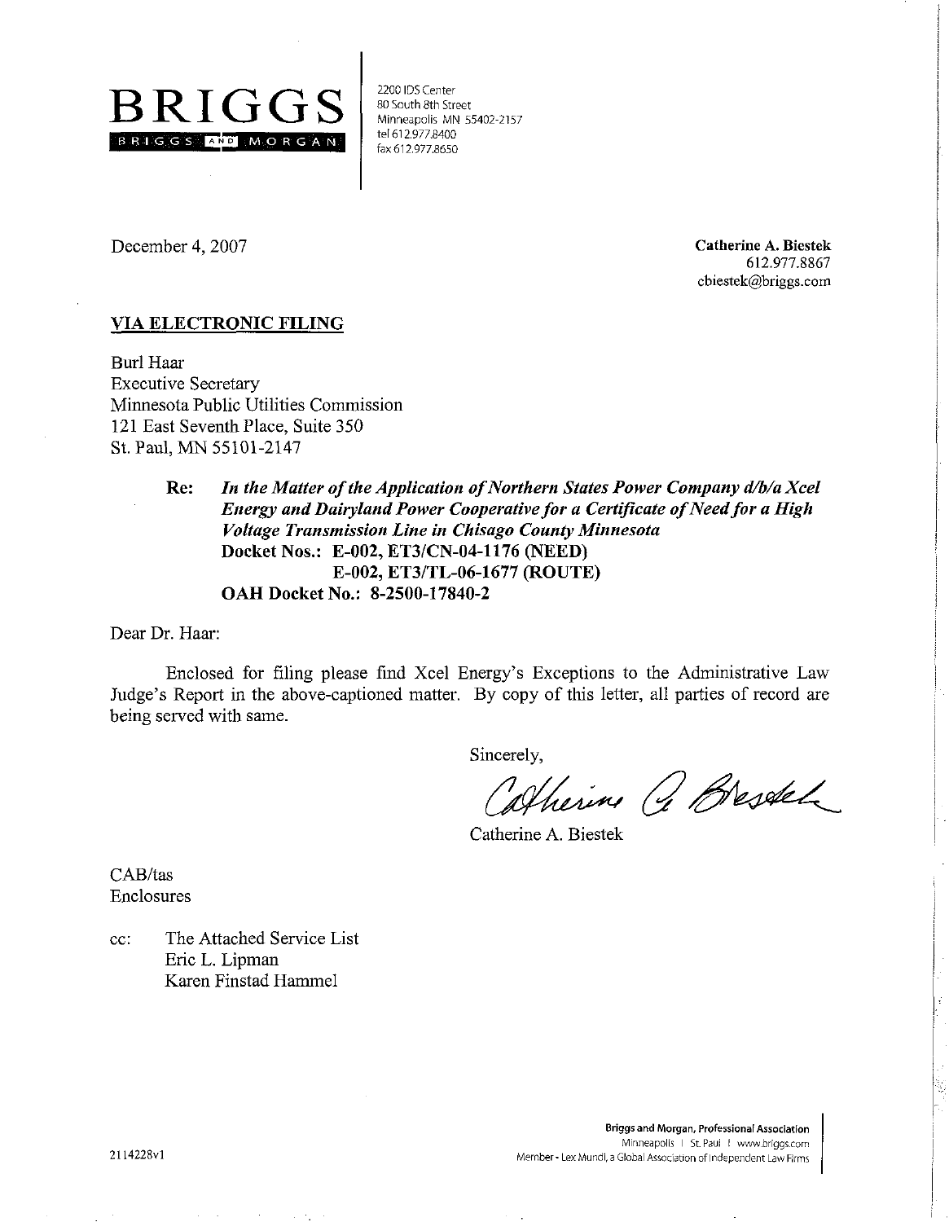**BRIGGS**

BRIGGS AND MORGAN

2200 IDS Center
80 South 8th Street
Minneapolis MN 55402-2157
tel 612.977.8400
fax 612.977.8650

December 4, 2007

**Catherine A. Biestek**
612.977.8867
cbiestek@briggs.com

**VIA ELECTRONIC FILING**

Burl Haar
Executive Secretary
Minnesota Public Utilities Commission
121 East Seventh Place, Suite 350
St. Paul, MN 55101-2147

**Re:** ***In the Matter of the Application of Northern States Power Company d/b/a Xcel Energy and Dairyland Power Cooperative for a Certificate of Need for a High Voltage Transmission Line in Chisago County Minnesota***
**Docket Nos.: E-002, ET3/CN-04-1176 (NEED)**
**E-002, ET3/TL-06-1677 (ROUTE)**
**OAH Docket No.: 8-2500-17840-2**

Dear Dr. Haar:

Enclosed for filing please find Xcel Energy's Exceptions to the Administrative Law Judge's Report in the above-captioned matter. By copy of this letter, all parties of record are being served with same.

Sincerely,

Catherine A. Biestek

CAB/tas
Enclosures

cc: The Attached Service List
Eric L. Lipman
Karen Finstad Hammel

2114228v1

**Briggs and Morgan, Professional Association**
Minneapolis | St. Paul | www.briggs.com
Member - Lex Mundi, a Global Association of Independent Law Firms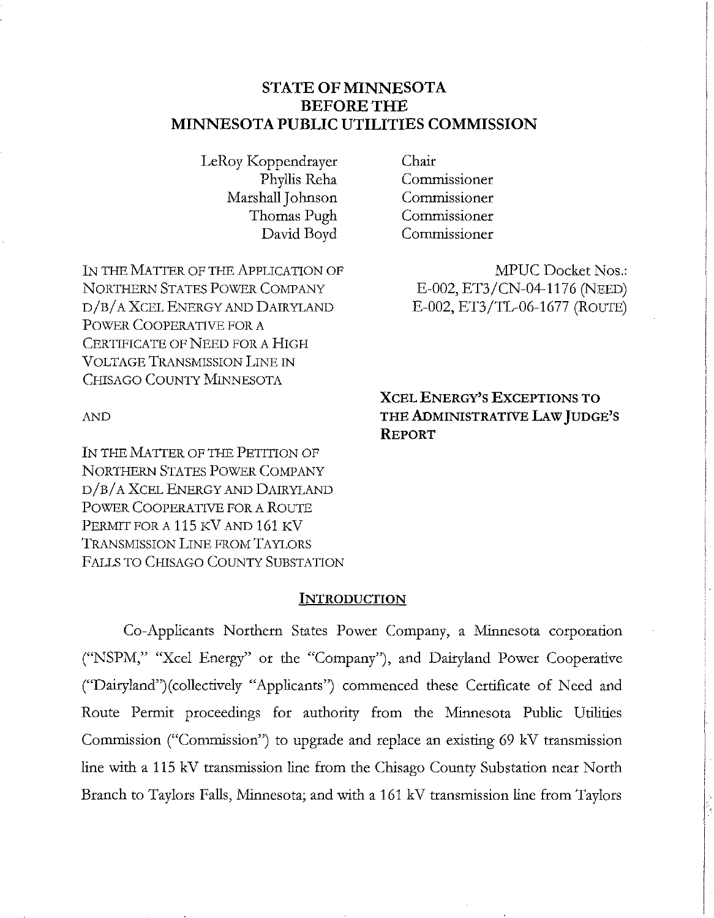**STATE OF MINNESOTA**
**BEFORE THE**
**MINNESOTA PUBLIC UTILITIES COMMISSION**

| | |
|---|---|
| LeRoy Koppendrayer | Chair |
| Phyllis Reha | Commissioner |
| Marshall Johnson | Commissioner |
| Thomas Pugh | Commissioner |
| David Boyd | Commissioner |

IN THE MATTER OF THE APPLICATION OF NORTHERN STATES POWER COMPANY D/B/A XCEL ENERGY AND DAIRYLAND POWER COOPERATIVE FOR A CERTIFICATE OF NEED FOR A HIGH VOLTAGE TRANSMISSION LINE IN CHISAGO COUNTY MINNESOTA

AND

IN THE MATTER OF THE PETITION OF NORTHERN STATES POWER COMPANY D/B/A XCEL ENERGY AND DAIRYLAND POWER COOPERATIVE FOR A ROUTE PERMIT FOR A 115 KV AND 161 KV TRANSMISSION LINE FROM TAYLORS FALLS TO CHISAGO COUNTY SUBSTATION

MPUC Docket Nos.:
E-002, ET3/CN-04-1176 (NEED)
E-002, ET3/TL-06-1677 (ROUTE)

**XCEL ENERGY'S EXCEPTIONS TO THE ADMINISTRATIVE LAW JUDGE'S REPORT**

## INTRODUCTION

Co-Applicants Northern States Power Company, a Minnesota corporation ("NSPM," "Xcel Energy" or the "Company"), and Dairyland Power Cooperative ("Dairyland")(collectively "Applicants") commenced these Certificate of Need and Route Permit proceedings for authority from the Minnesota Public Utilities Commission ("Commission") to upgrade and replace an existing 69 kV transmission line with a 115 kV transmission line from the Chisago County Substation near North Branch to Taylors Falls, Minnesota; and with a 161 kV transmission line from Taylors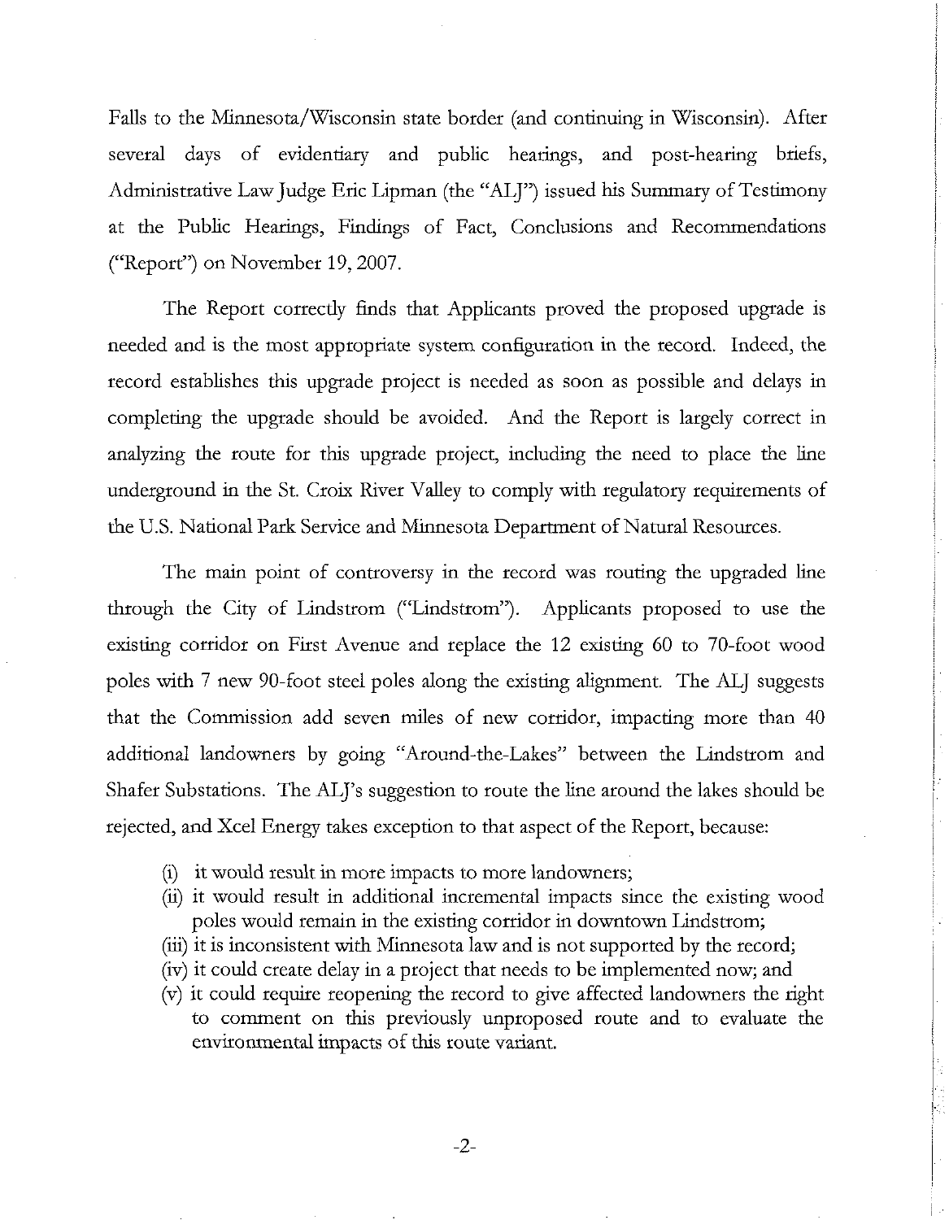Falls to the Minnesota/Wisconsin state border (and continuing in Wisconsin). After several days of evidentiary and public hearings, and post-hearing briefs, Administrative Law Judge Eric Lipman (the "ALJ") issued his Summary of Testimony at the Public Hearings, Findings of Fact, Conclusions and Recommendations ("Report") on November 19, 2007.

The Report correctly finds that Applicants proved the proposed upgrade is needed and is the most appropriate system configuration in the record. Indeed, the record establishes this upgrade project is needed as soon as possible and delays in completing the upgrade should be avoided. And the Report is largely correct in analyzing the route for this upgrade project, including the need to place the line underground in the St. Croix River Valley to comply with regulatory requirements of the U.S. National Park Service and Minnesota Department of Natural Resources.

The main point of controversy in the record was routing the upgraded line through the City of Lindstrom ("Lindstrom"). Applicants proposed to use the existing corridor on First Avenue and replace the 12 existing 60 to 70-foot wood poles with 7 new 90-foot steel poles along the existing alignment. The ALJ suggests that the Commission add seven miles of new corridor, impacting more than 40 additional landowners by going "Around-the-Lakes" between the Lindstrom and Shafer Substations. The ALJ's suggestion to route the line around the lakes should be rejected, and Xcel Energy takes exception to that aspect of the Report, because:

(i) it would result in more impacts to more landowners;
(ii) it would result in additional incremental impacts since the existing wood poles would remain in the existing corridor in downtown Lindstrom;
(iii) it is inconsistent with Minnesota law and is not supported by the record;
(iv) it could create delay in a project that needs to be implemented now; and
(v) it could require reopening the record to give affected landowners the right to comment on this previously unproposed route and to evaluate the environmental impacts of this route variant.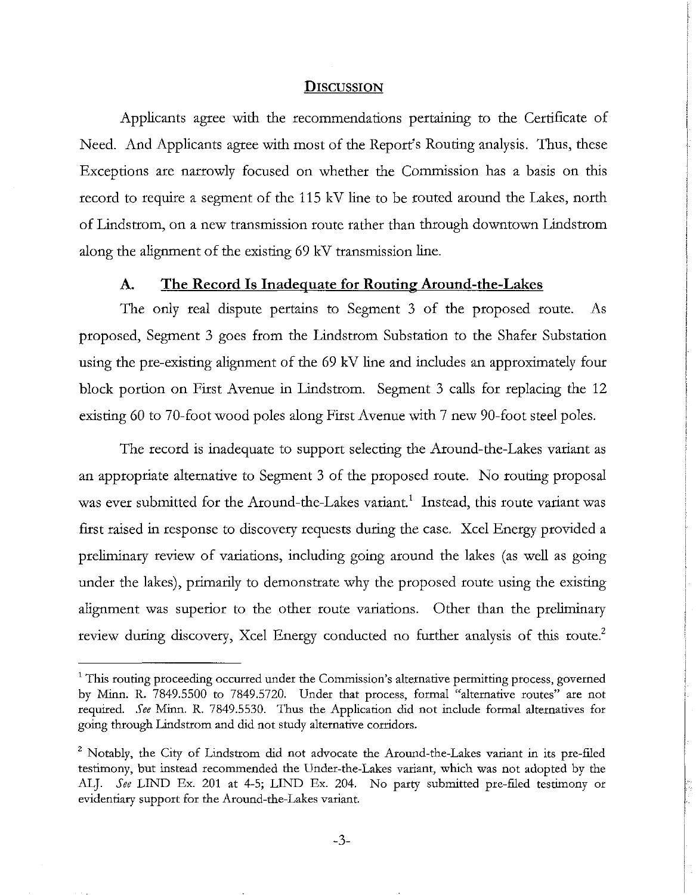## Discussion

Applicants agree with the recommendations pertaining to the Certificate of Need. And Applicants agree with most of the Report's Routing analysis. Thus, these Exceptions are narrowly focused on whether the Commission has a basis on this record to require a segment of the 115 kV line to be routed around the Lakes, north of Lindstrom, on a new transmission route rather than through downtown Lindstrom along the alignment of the existing 69 kV transmission line.

### A. The Record Is Inadequate for Routing Around-the-Lakes

The only real dispute pertains to Segment 3 of the proposed route. As proposed, Segment 3 goes from the Lindstrom Substation to the Shafer Substation using the pre-existing alignment of the 69 kV line and includes an approximately four block portion on First Avenue in Lindstrom. Segment 3 calls for replacing the 12 existing 60 to 70-foot wood poles along First Avenue with 7 new 90-foot steel poles.

The record is inadequate to support selecting the Around-the-Lakes variant as an appropriate alternative to Segment 3 of the proposed route. No routing proposal was ever submitted for the Around-the-Lakes variant.[1] Instead, this route variant was first raised in response to discovery requests during the case. Xcel Energy provided a preliminary review of variations, including going around the lakes (as well as going under the lakes), primarily to demonstrate why the proposed route using the existing alignment was superior to the other route variations. Other than the preliminary review during discovery, Xcel Energy conducted no further analysis of this route.[2]

---

[1] This routing proceeding occurred under the Commission's alternative permitting process, governed by Minn. R. 7849.5500 to 7849.5720. Under that process, formal "alternative routes" are not required. *See* Minn. R. 7849.5530. Thus the Application did not include formal alternatives for going through Lindstrom and did not study alternative corridors.

[2] Notably, the City of Lindstrom did not advocate the Around-the-Lakes variant in its pre-filed testimony, but instead recommended the Under-the-Lakes variant, which was not adopted by the ALJ. *See* LIND Ex. 201 at 4-5; LIND Ex. 204. No party submitted pre-filed testimony or evidentiary support for the Around-the-Lakes variant.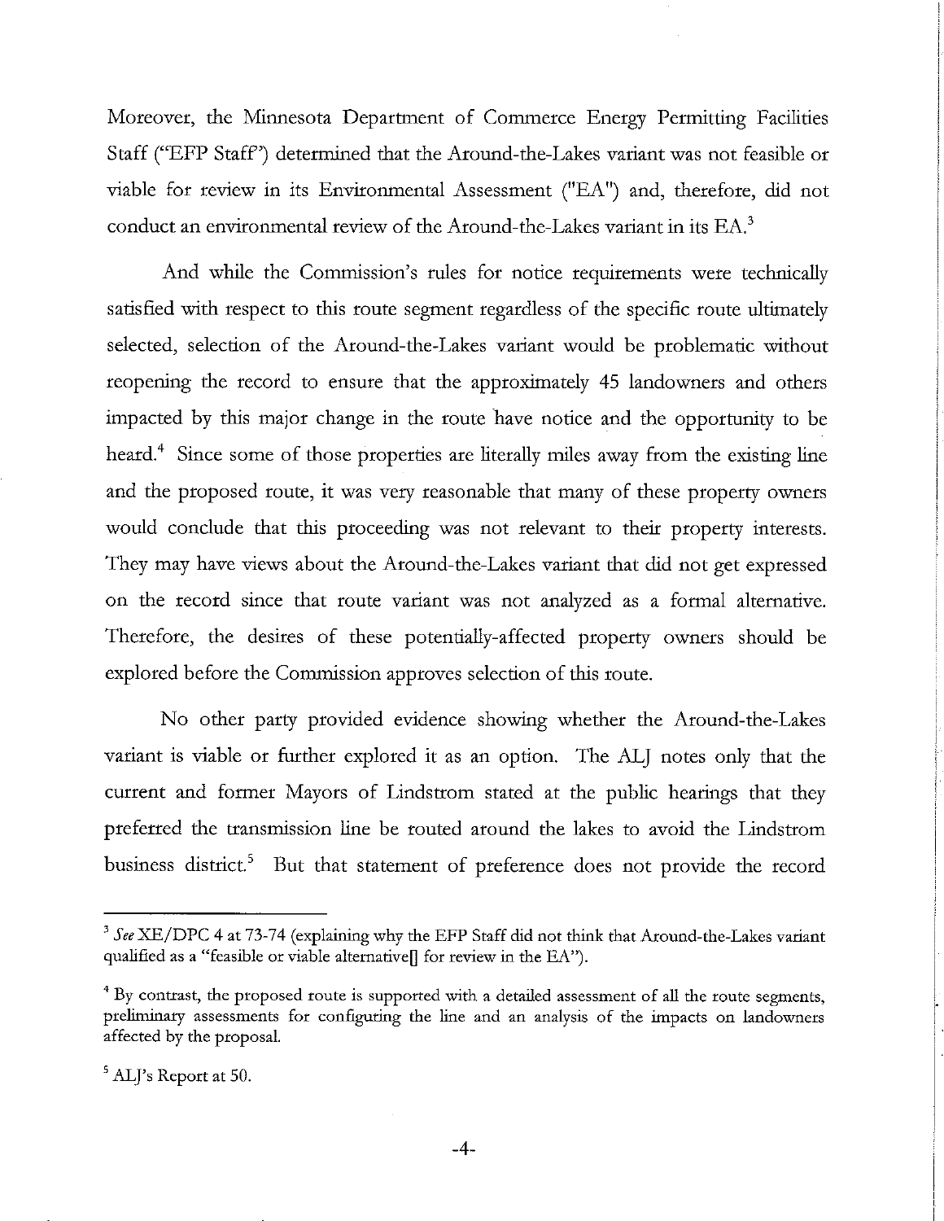Moreover, the Minnesota Department of Commerce Energy Permitting Facilities Staff ("EFP Staff") determined that the Around-the-Lakes variant was not feasible or viable for review in its Environmental Assessment ("EA") and, therefore, did not conduct an environmental review of the Around-the-Lakes variant in its EA.[3]

And while the Commission's rules for notice requirements were technically satisfied with respect to this route segment regardless of the specific route ultimately selected, selection of the Around-the-Lakes variant would be problematic without reopening the record to ensure that the approximately 45 landowners and others impacted by this major change in the route have notice and the opportunity to be heard.[4] Since some of those properties are literally miles away from the existing line and the proposed route, it was very reasonable that many of these property owners would conclude that this proceeding was not relevant to their property interests. They may have views about the Around-the-Lakes variant that did not get expressed on the record since that route variant was not analyzed as a formal alternative. Therefore, the desires of these potentially-affected property owners should be explored before the Commission approves selection of this route.

No other party provided evidence showing whether the Around-the-Lakes variant is viable or further explored it as an option. The ALJ notes only that the current and former Mayors of Lindstrom stated at the public hearings that they preferred the transmission line be routed around the lakes to avoid the Lindstrom business district.[5] But that statement of preference does not provide the record

---

[3] *See* XE/DPC 4 at 73-74 (explaining why the EFP Staff did not think that Around-the-Lakes variant qualified as a "feasible or viable alternative[] for review in the EA").

[4] By contrast, the proposed route is supported with a detailed assessment of all the route segments, preliminary assessments for configuring the line and an analysis of the impacts on landowners affected by the proposal.

[5] ALJ's Report at 50.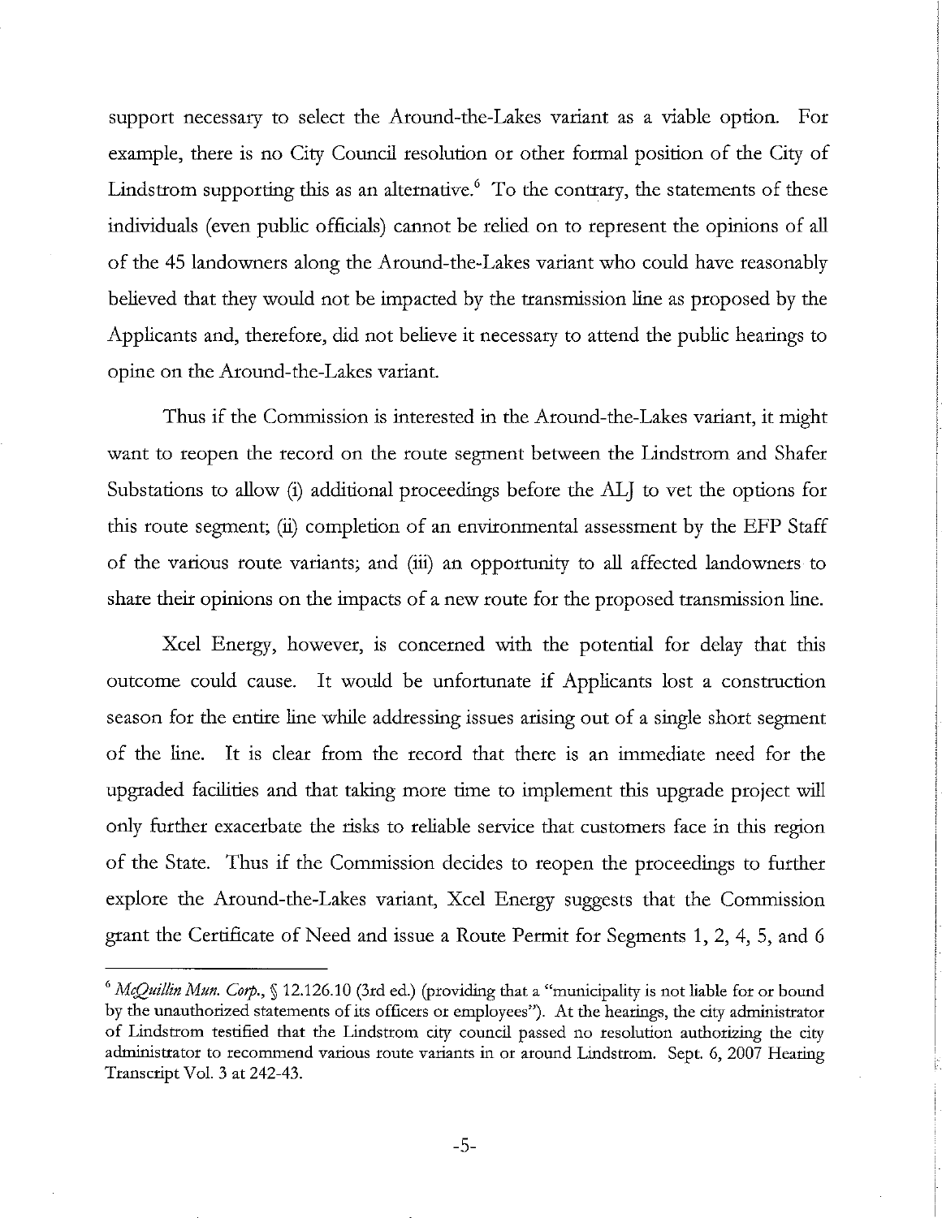support necessary to select the Around-the-Lakes variant as a viable option. For example, there is no City Council resolution or other formal position of the City of Lindstrom supporting this as an alternative.[6] To the contrary, the statements of these individuals (even public officials) cannot be relied on to represent the opinions of all of the 45 landowners along the Around-the-Lakes variant who could have reasonably believed that they would not be impacted by the transmission line as proposed by the Applicants and, therefore, did not believe it necessary to attend the public hearings to opine on the Around-the-Lakes variant.

Thus if the Commission is interested in the Around-the-Lakes variant, it might want to reopen the record on the route segment between the Lindstrom and Shafer Substations to allow (i) additional proceedings before the ALJ to vet the options for this route segment; (ii) completion of an environmental assessment by the EFP Staff of the various route variants; and (iii) an opportunity to all affected landowners to share their opinions on the impacts of a new route for the proposed transmission line.

Xcel Energy, however, is concerned with the potential for delay that this outcome could cause. It would be unfortunate if Applicants lost a construction season for the entire line while addressing issues arising out of a single short segment of the line. It is clear from the record that there is an immediate need for the upgraded facilities and that taking more time to implement this upgrade project will only further exacerbate the risks to reliable service that customers face in this region of the State. Thus if the Commission decides to reopen the proceedings to further explore the Around-the-Lakes variant, Xcel Energy suggests that the Commission grant the Certificate of Need and issue a Route Permit for Segments 1, 2, 4, 5, and 6

---

[6] *McQuillin Mun. Corp.*, § 12.126.10 (3rd ed.) (providing that a "municipality is not liable for or bound by the unauthorized statements of its officers or employees"). At the hearings, the city administrator of Lindstrom testified that the Lindstrom city council passed no resolution authorizing the city administrator to recommend various route variants in or around Lindstrom. Sept. 6, 2007 Hearing Transcript Vol. 3 at 242-43.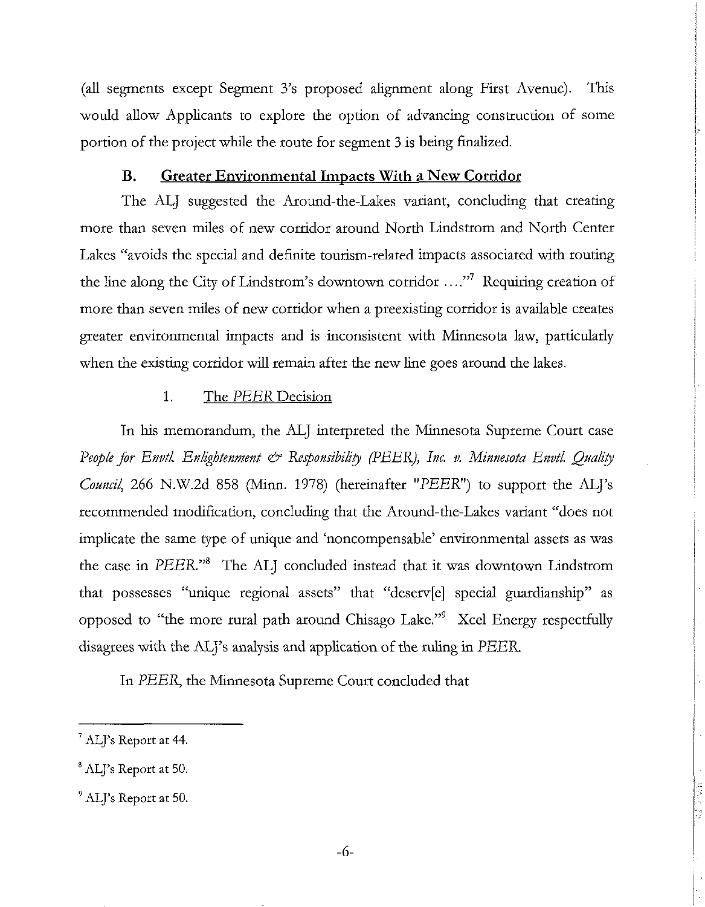(all segments except Segment 3's proposed alignment along First Avenue). This would allow Applicants to explore the option of advancing construction of some portion of the project while the route for segment 3 is being finalized.

### B. Greater Environmental Impacts With a New Corridor

The ALJ suggested the Around-the-Lakes variant, concluding that creating more than seven miles of new corridor around North Lindstrom and North Center Lakes "avoids the special and definite tourism-related impacts associated with routing the line along the City of Lindstrom's downtown corridor ...."[7] Requiring creation of more than seven miles of new corridor when a preexisting corridor is available creates greater environmental impacts and is inconsistent with Minnesota law, particularly when the existing corridor will remain after the new line goes around the lakes.

#### 1. The *PEER* Decision

In his memorandum, the ALJ interpreted the Minnesota Supreme Court case *People for Envtl. Enlightenment & Responsibility (PEER), Inc. v. Minnesota Envtl. Quality Council*, 266 N.W.2d 858 (Minn. 1978) (hereinafter "*PEER*") to support the ALJ's recommended modification, concluding that the Around-the-Lakes variant "does not implicate the same type of unique and 'noncompensable' environmental assets as was the case in *PEER*."[8] The ALJ concluded instead that it was downtown Lindstrom that possesses "unique regional assets" that "deserv[e] special guardianship" as opposed to "the more rural path around Chisago Lake."[9] Xcel Energy respectfully disagrees with the ALJ's analysis and application of the ruling in *PEER*.

In *PEER*, the Minnesota Supreme Court concluded that

---

[7] ALJ's Report at 44.

[8] ALJ's Report at 50.

[9] ALJ's Report at 50.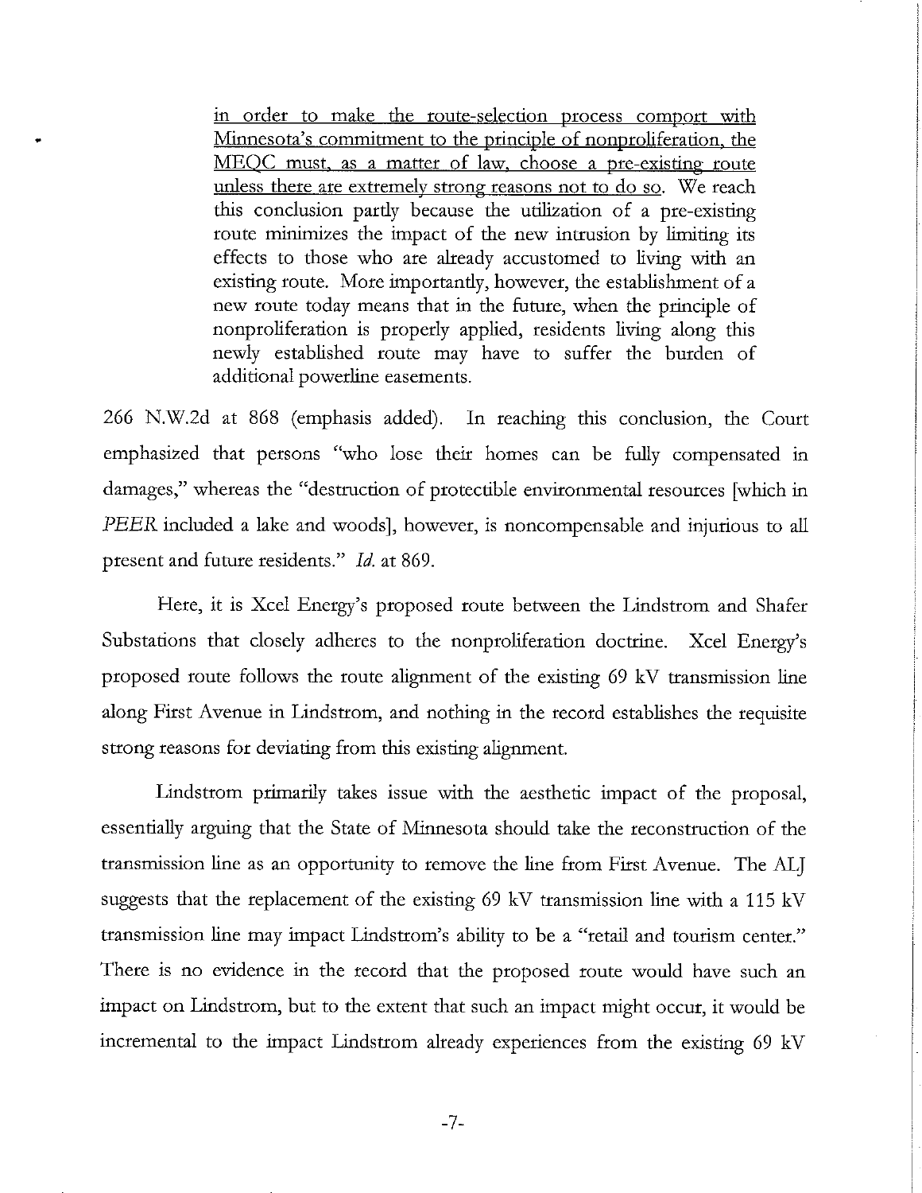> <u>in order to make the route-selection process comport with Minnesota's commitment to the principle of nonproliferation, the MEQC must, as a matter of law, choose a pre-existing route unless there are extremely strong reasons not to do so</u>. We reach this conclusion partly because the utilization of a pre-existing route minimizes the impact of the new intrusion by limiting its effects to those who are already accustomed to living with an existing route. More importantly, however, the establishment of a new route today means that in the future, when the principle of nonproliferation is properly applied, residents living along this newly established route may have to suffer the burden of additional powerline easements.

266 N.W.2d at 868 (emphasis added). In reaching this conclusion, the Court emphasized that persons "who lose their homes can be fully compensated in damages," whereas the "destruction of protectible environmental resources [which in *PEER* included a lake and woods], however, is noncompensable and injurious to all present and future residents." *Id.* at 869.

Here, it is Xcel Energy's proposed route between the Lindstrom and Shafer Substations that closely adheres to the nonproliferation doctrine. Xcel Energy's proposed route follows the route alignment of the existing 69 kV transmission line along First Avenue in Lindstrom, and nothing in the record establishes the requisite strong reasons for deviating from this existing alignment.

Lindstrom primarily takes issue with the aesthetic impact of the proposal, essentially arguing that the State of Minnesota should take the reconstruction of the transmission line as an opportunity to remove the line from First Avenue. The ALJ suggests that the replacement of the existing 69 kV transmission line with a 115 kV transmission line may impact Lindstrom's ability to be a "retail and tourism center." There is no evidence in the record that the proposed route would have such an impact on Lindstrom, but to the extent that such an impact might occur, it would be incremental to the impact Lindstrom already experiences from the existing 69 kV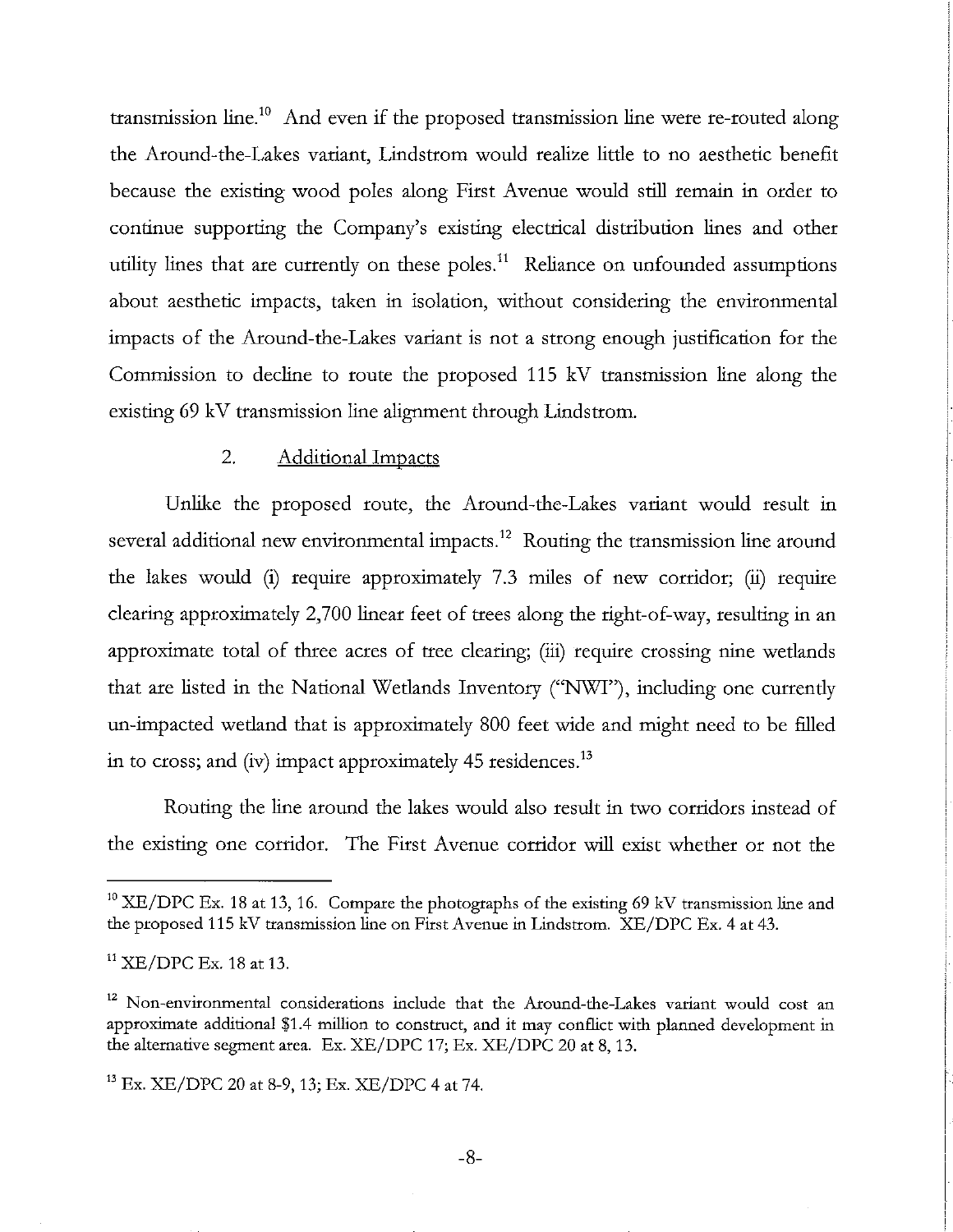transmission line.[10] And even if the proposed transmission line were re-routed along the Around-the-Lakes variant, Lindstrom would realize little to no aesthetic benefit because the existing wood poles along First Avenue would still remain in order to continue supporting the Company's existing electrical distribution lines and other utility lines that are currently on these poles.[11] Reliance on unfounded assumptions about aesthetic impacts, taken in isolation, without considering the environmental impacts of the Around-the-Lakes variant is not a strong enough justification for the Commission to decline to route the proposed 115 kV transmission line along the existing 69 kV transmission line alignment through Lindstrom.

### 2. Additional Impacts

Unlike the proposed route, the Around-the-Lakes variant would result in several additional new environmental impacts.[12] Routing the transmission line around the lakes would (i) require approximately 7.3 miles of new corridor; (ii) require clearing approximately 2,700 linear feet of trees along the right-of-way, resulting in an approximate total of three acres of tree clearing; (iii) require crossing nine wetlands that are listed in the National Wetlands Inventory ("NWI"), including one currently un-impacted wetland that is approximately 800 feet wide and might need to be filled in to cross; and (iv) impact approximately 45 residences.[13]

Routing the line around the lakes would also result in two corridors instead of the existing one corridor. The First Avenue corridor will exist whether or not the

---

[10] XE/DPC Ex. 18 at 13, 16. Compare the photographs of the existing 69 kV transmission line and the proposed 115 kV transmission line on First Avenue in Lindstrom. XE/DPC Ex. 4 at 43.

[11] XE/DPC Ex. 18 at 13.

[12] Non-environmental considerations include that the Around-the-Lakes variant would cost an approximate additional $1.4 million to construct, and it may conflict with planned development in the alternative segment area. Ex. XE/DPC 17; Ex. XE/DPC 20 at 8, 13.

[13] Ex. XE/DPC 20 at 8-9, 13; Ex. XE/DPC 4 at 74.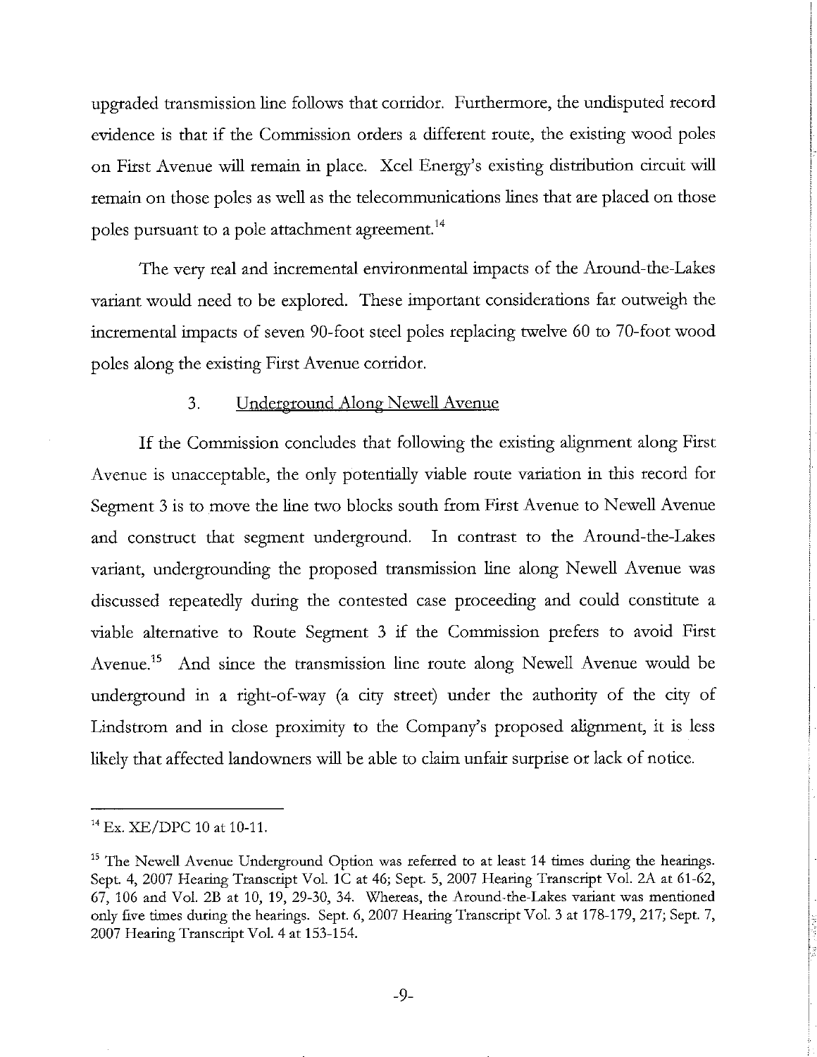upgraded transmission line follows that corridor. Furthermore, the undisputed record evidence is that if the Commission orders a different route, the existing wood poles on First Avenue will remain in place. Xcel Energy's existing distribution circuit will remain on those poles as well as the telecommunications lines that are placed on those poles pursuant to a pole attachment agreement.[14]

The very real and incremental environmental impacts of the Around-the-Lakes variant would need to be explored. These important considerations far outweigh the incremental impacts of seven 90-foot steel poles replacing twelve 60 to 70-foot wood poles along the existing First Avenue corridor.

### 3. Underground Along Newell Avenue

If the Commission concludes that following the existing alignment along First Avenue is unacceptable, the only potentially viable route variation in this record for Segment 3 is to move the line two blocks south from First Avenue to Newell Avenue and construct that segment underground. In contrast to the Around-the-Lakes variant, undergrounding the proposed transmission line along Newell Avenue was discussed repeatedly during the contested case proceeding and could constitute a viable alternative to Route Segment 3 if the Commission prefers to avoid First Avenue.[15] And since the transmission line route along Newell Avenue would be underground in a right-of-way (a city street) under the authority of the city of Lindstrom and in close proximity to the Company's proposed alignment, it is less likely that affected landowners will be able to claim unfair surprise or lack of notice.

---

[14] Ex. XE/DPC 10 at 10-11.

[15] The Newell Avenue Underground Option was referred to at least 14 times during the hearings. Sept. 4, 2007 Hearing Transcript Vol. 1C at 46; Sept. 5, 2007 Hearing Transcript Vol. 2A at 61-62, 67, 106 and Vol. 2B at 10, 19, 29-30, 34. Whereas, the Around-the-Lakes variant was mentioned only five times during the hearings. Sept. 6, 2007 Hearing Transcript Vol. 3 at 178-179, 217; Sept. 7, 2007 Hearing Transcript Vol. 4 at 153-154.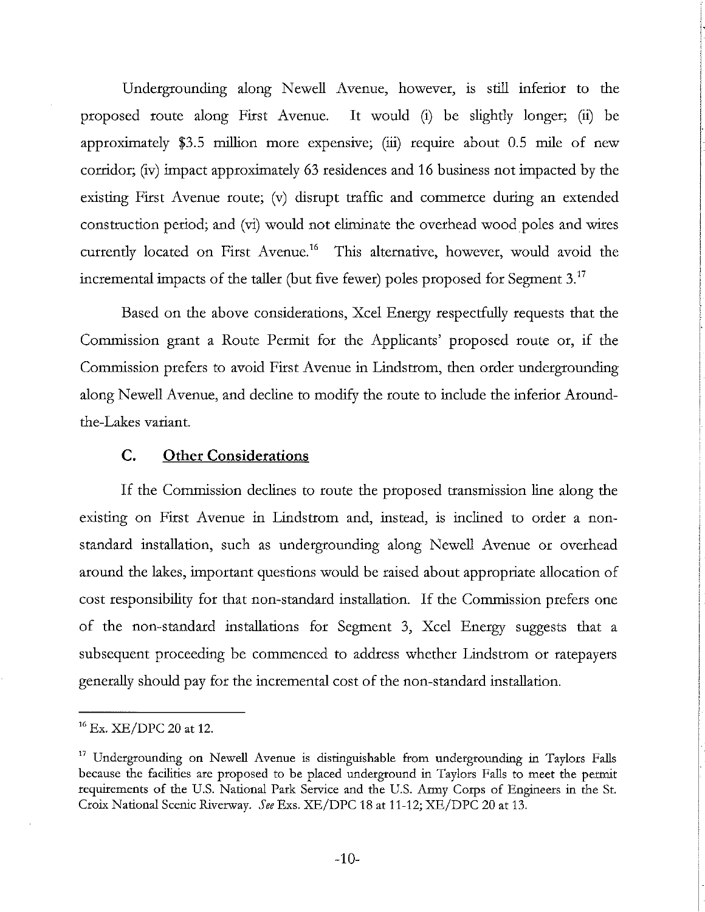Undergrounding along Newell Avenue, however, is still inferior to the proposed route along First Avenue. It would (i) be slightly longer; (ii) be approximately $3.5 million more expensive; (iii) require about 0.5 mile of new corridor; (iv) impact approximately 63 residences and 16 business not impacted by the existing First Avenue route; (v) disrupt traffic and commerce during an extended construction period; and (vi) would not eliminate the overhead wood poles and wires currently located on First Avenue.[16] This alternative, however, would avoid the incremental impacts of the taller (but five fewer) poles proposed for Segment 3.[17]

Based on the above considerations, Xcel Energy respectfully requests that the Commission grant a Route Permit for the Applicants' proposed route or, if the Commission prefers to avoid First Avenue in Lindstrom, then order undergrounding along Newell Avenue, and decline to modify the route to include the inferior Around-the-Lakes variant.

### C. Other Considerations

If the Commission declines to route the proposed transmission line along the existing on First Avenue in Lindstrom and, instead, is inclined to order a non-standard installation, such as undergrounding along Newell Avenue or overhead around the lakes, important questions would be raised about appropriate allocation of cost responsibility for that non-standard installation. If the Commission prefers one of the non-standard installations for Segment 3, Xcel Energy suggests that a subsequent proceeding be commenced to address whether Lindstrom or ratepayers generally should pay for the incremental cost of the non-standard installation.

---

[16] Ex. XE/DPC 20 at 12.

[17] Undergrounding on Newell Avenue is distinguishable from undergrounding in Taylors Falls because the facilities are proposed to be placed underground in Taylors Falls to meet the permit requirements of the U.S. National Park Service and the U.S. Army Corps of Engineers in the St. Croix National Scenic Riverway. *See* Exs. XE/DPC 18 at 11-12; XE/DPC 20 at 13.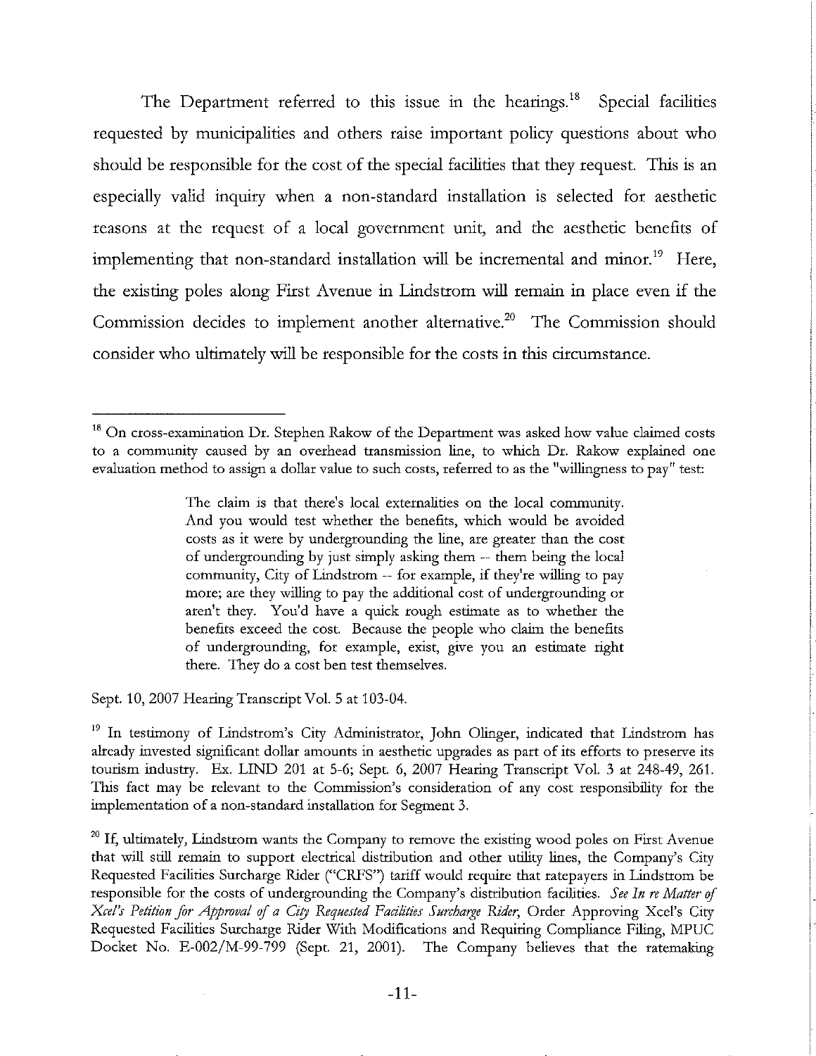The Department referred to this issue in the hearings.[18] Special facilities requested by municipalities and others raise important policy questions about who should be responsible for the cost of the special facilities that they request. This is an especially valid inquiry when a non-standard installation is selected for aesthetic reasons at the request of a local government unit, and the aesthetic benefits of implementing that non-standard installation will be incremental and minor.[19] Here, the existing poles along First Avenue in Lindstrom will remain in place even if the Commission decides to implement another alternative.[20] The Commission should consider who ultimately will be responsible for the costs in this circumstance.

---

[18] On cross-examination Dr. Stephen Rakow of the Department was asked how value claimed costs to a community caused by an overhead transmission line, to which Dr. Rakow explained one evaluation method to assign a dollar value to such costs, referred to as the "willingness to pay" test:

> The claim is that there's local externalities on the local community. And you would test whether the benefits, which would be avoided costs as it were by undergrounding the line, are greater than the cost of undergrounding by just simply asking them -- them being the local community, City of Lindstrom -- for example, if they're willing to pay more; are they willing to pay the additional cost of undergrounding or aren't they. You'd have a quick rough estimate as to whether the benefits exceed the cost. Because the people who claim the benefits of undergrounding, for example, exist, give you an estimate right there. They do a cost ben test themselves.

Sept. 10, 2007 Hearing Transcript Vol. 5 at 103-04.

[19] In testimony of Lindstrom's City Administrator, John Olinger, indicated that Lindstrom has already invested significant dollar amounts in aesthetic upgrades as part of its efforts to preserve its tourism industry. Ex. LIND 201 at 5-6; Sept. 6, 2007 Hearing Transcript Vol. 3 at 248-49, 261. This fact may be relevant to the Commission's consideration of any cost responsibility for the implementation of a non-standard installation for Segment 3.

[20] If, ultimately, Lindstrom wants the Company to remove the existing wood poles on First Avenue that will still remain to support electrical distribution and other utility lines, the Company's City Requested Facilities Surcharge Rider ("CRFS") tariff would require that ratepayers in Lindstrom be responsible for the costs of undergrounding the Company's distribution facilities. *See In re Matter of Xcel's Petition for Approval of a City Requested Facilities Surcharge Rider*, Order Approving Xcel's City Requested Facilities Surcharge Rider With Modifications and Requiring Compliance Filing, MPUC Docket No. E-002/M-99-799 (Sept. 21, 2001). The Company believes that the ratemaking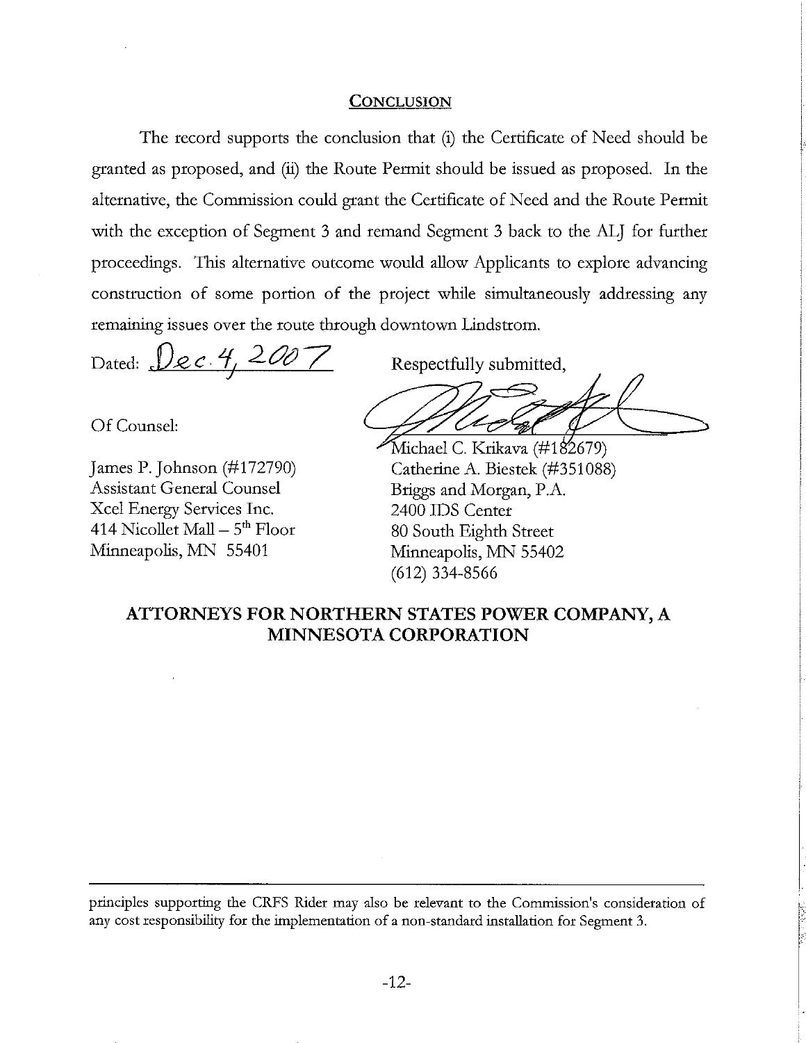## CONCLUSION

The record supports the conclusion that (i) the Certificate of Need should be granted as proposed, and (ii) the Route Permit should be issued as proposed. In the alternative, the Commission could grant the Certificate of Need and the Route Permit with the exception of Segment 3 and remand Segment 3 back to the ALJ for further proceedings. This alternative outcome would allow Applicants to explore advancing construction of some portion of the project while simultaneously addressing any remaining issues over the route through downtown Lindstrom.

Dated: Dec. 4, 2007

Respectfully submitted,

Michael C. Krikava (#182679)
Catherine A. Biestek (#351088)
Briggs and Morgan, P.A.
2400 IDS Center
80 South Eighth Street
Minneapolis, MN 55402
(612) 334-8566

Of Counsel:

James P. Johnson (#172790)
Assistant General Counsel
Xcel Energy Services Inc.
414 Nicollet Mall – 5th Floor
Minneapolis, MN 55401

**ATTORNEYS FOR NORTHERN STATES POWER COMPANY, A MINNESOTA CORPORATION**

---

principles supporting the CRFS Rider may also be relevant to the Commission's consideration of any cost responsibility for the implementation of a non-standard installation for Segment 3.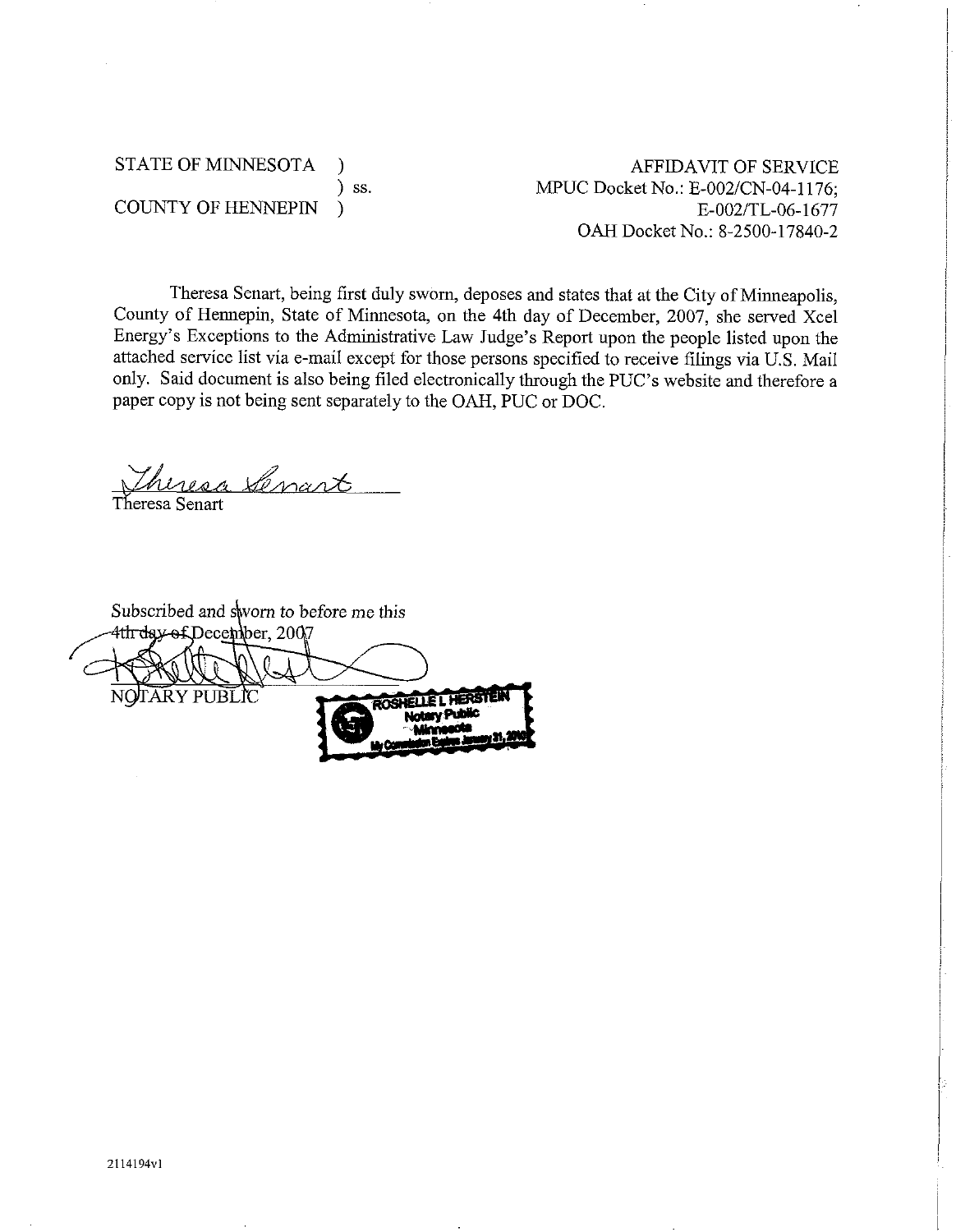STATE OF MINNESOTA )
) ss.
COUNTY OF HENNEPIN )

AFFIDAVIT OF SERVICE
MPUC Docket No.: E-002/CN-04-1176;
E-002/TL-06-1677
OAH Docket No.: 8-2500-17840-2

Theresa Senart, being first duly sworn, deposes and states that at the City of Minneapolis, County of Hennepin, State of Minnesota, on the 4th day of December, 2007, she served Xcel Energy's Exceptions to the Administrative Law Judge's Report upon the people listed upon the attached service list via e-mail except for those persons specified to receive filings via U.S. Mail only. Said document is also being filed electronically through the PUC's website and therefore a paper copy is not being sent separately to the OAH, PUC or DOC.

Theresa Senart

Theresa Senart

Subscribed and sworn to before me this
4th day of December, 2007

NOTARY PUBLIC

ROSHELLE L HERSTEIN
Notary Public
Minnesota
My Commission Expires January 31, 2010

2114194v1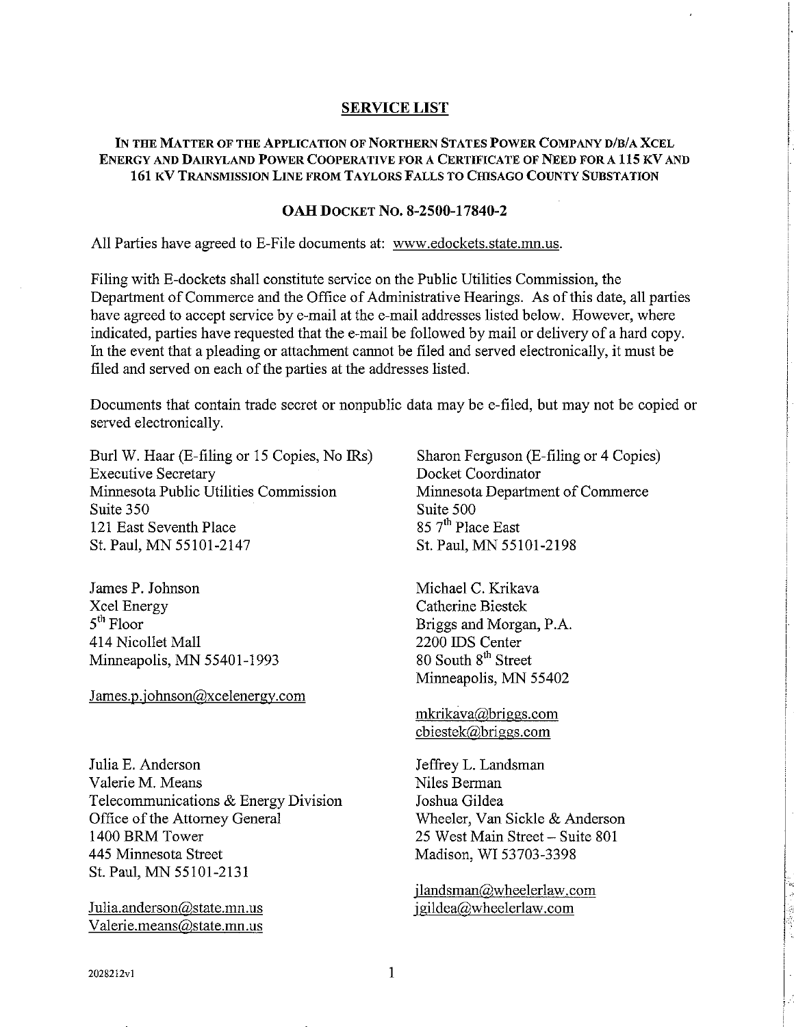## SERVICE LIST

**IN THE MATTER OF THE APPLICATION OF NORTHERN STATES POWER COMPANY D/B/A XCEL ENERGY AND DAIRYLAND POWER COOPERATIVE FOR A CERTIFICATE OF NEED FOR A 115 KV AND 161 KV TRANSMISSION LINE FROM TAYLORS FALLS TO CHISAGO COUNTY SUBSTATION**

**OAH DOCKET NO. 8-2500-17840-2**

All Parties have agreed to E-File documents at: www.edockets.state.mn.us.

Filing with E-dockets shall constitute service on the Public Utilities Commission, the Department of Commerce and the Office of Administrative Hearings. As of this date, all parties have agreed to accept service by e-mail at the e-mail addresses listed below. However, where indicated, parties have requested that the e-mail be followed by mail or delivery of a hard copy. In the event that a pleading or attachment cannot be filed and served electronically, it must be filed and served on each of the parties at the addresses listed.

Documents that contain trade secret or nonpublic data may be e-filed, but may not be copied or served electronically.

Burl W. Haar (E-filing or 15 Copies, No IRs)
Executive Secretary
Minnesota Public Utilities Commission
Suite 350
121 East Seventh Place
St. Paul, MN 55101-2147

Sharon Ferguson (E-filing or 4 Copies)
Docket Coordinator
Minnesota Department of Commerce
Suite 500
85 7th Place East
St. Paul, MN 55101-2198

James P. Johnson
Xcel Energy
5th Floor
414 Nicollet Mall
Minneapolis, MN 55401-1993

James.p.johnson@xcelenergy.com

Michael C. Krikava
Catherine Biestek
Briggs and Morgan, P.A.
2200 IDS Center
80 South 8th Street
Minneapolis, MN 55402

mkrikava@briggs.com
cbiestek@briggs.com

Julia E. Anderson
Valerie M. Means
Telecommunications & Energy Division
Office of the Attorney General
1400 BRM Tower
445 Minnesota Street
St. Paul, MN 55101-2131

Julia.anderson@state.mn.us
Valerie.means@state.mn.us

Jeffrey L. Landsman
Niles Berman
Joshua Gildea
Wheeler, Van Sickle & Anderson
25 West Main Street – Suite 801
Madison, WI 53703-3398

jlandsman@wheelerlaw.com
jgildea@wheelerlaw.com

2028212v1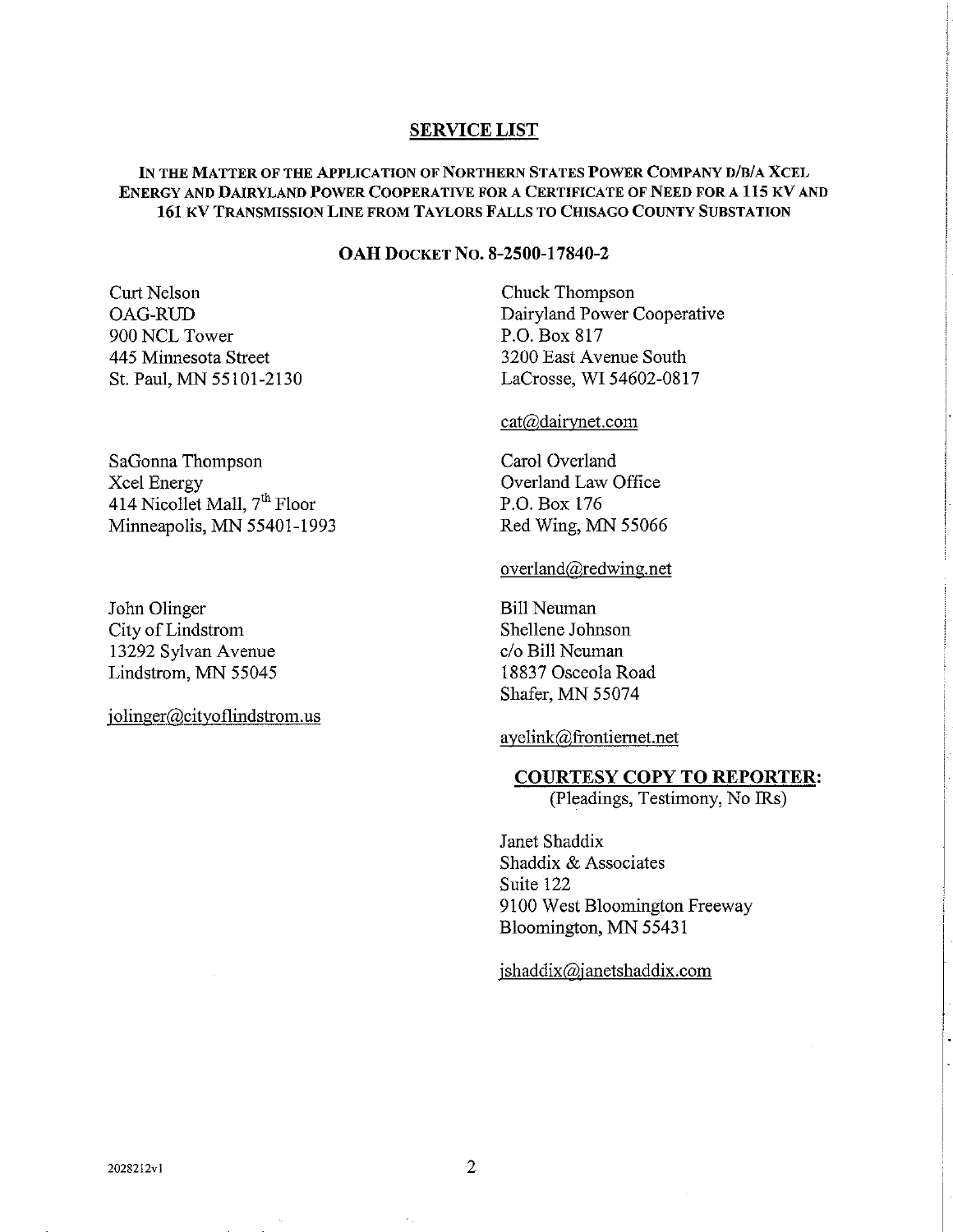## SERVICE LIST

**IN THE MATTER OF THE APPLICATION OF NORTHERN STATES POWER COMPANY D/B/A XCEL ENERGY AND DAIRYLAND POWER COOPERATIVE FOR A CERTIFICATE OF NEED FOR A 115 KV AND 161 KV TRANSMISSION LINE FROM TAYLORS FALLS TO CHISAGO COUNTY SUBSTATION**

**OAH DOCKET NO. 8-2500-17840-2**

Curt Nelson
OAG-RUD
900 NCL Tower
445 Minnesota Street
St. Paul, MN 55101-2130

SaGonna Thompson
Xcel Energy
414 Nicollet Mall, 7th Floor
Minneapolis, MN 55401-1993

John Olinger
City of Lindstrom
13292 Sylvan Avenue
Lindstrom, MN 55045

jolinger@cityoflindstrom.us

Chuck Thompson
Dairyland Power Cooperative
P.O. Box 817
3200 East Avenue South
LaCrosse, WI 54602-0817

cat@dairynet.com

Carol Overland
Overland Law Office
P.O. Box 176
Red Wing, MN 55066

overland@redwing.net

Bill Neuman
Shellene Johnson
c/o Bill Neuman
18837 Osceola Road
Shafer, MN 55074

ayelink@frontiernet.net

**COURTESY COPY TO REPORTER:**
(Pleadings, Testimony, No IRs)

Janet Shaddix
Shaddix & Associates
Suite 122
9100 West Bloomington Freeway
Bloomington, MN 55431

jshaddix@janetshaddix.com

2028212v1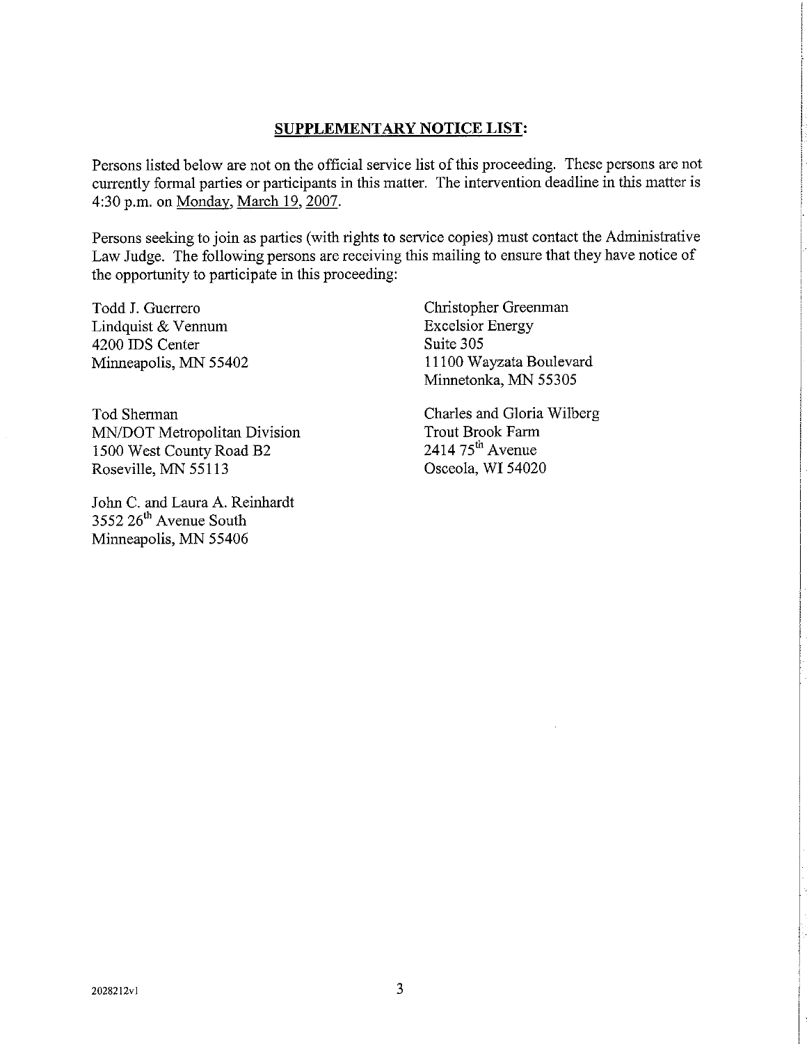**SUPPLEMENTARY NOTICE LIST:**

Persons listed below are not on the official service list of this proceeding. These persons are not currently formal parties or participants in this matter. The intervention deadline in this matter is 4:30 p.m. on Monday, March 19, 2007.

Persons seeking to join as parties (with rights to service copies) must contact the Administrative Law Judge. The following persons are receiving this mailing to ensure that they have notice of the opportunity to participate in this proceeding:

Todd J. Guerrero
Lindquist & Vennum
4200 IDS Center
Minneapolis, MN 55402

Tod Sherman
MN/DOT Metropolitan Division
1500 West County Road B2
Roseville, MN 55113

John C. and Laura A. Reinhardt
3552 26th Avenue South
Minneapolis, MN 55406

Christopher Greenman
Excelsior Energy
Suite 305
11100 Wayzata Boulevard
Minnetonka, MN 55305

Charles and Gloria Wilberg
Trout Brook Farm
2414 75th Avenue
Osceola, WI 54020

2028212v1